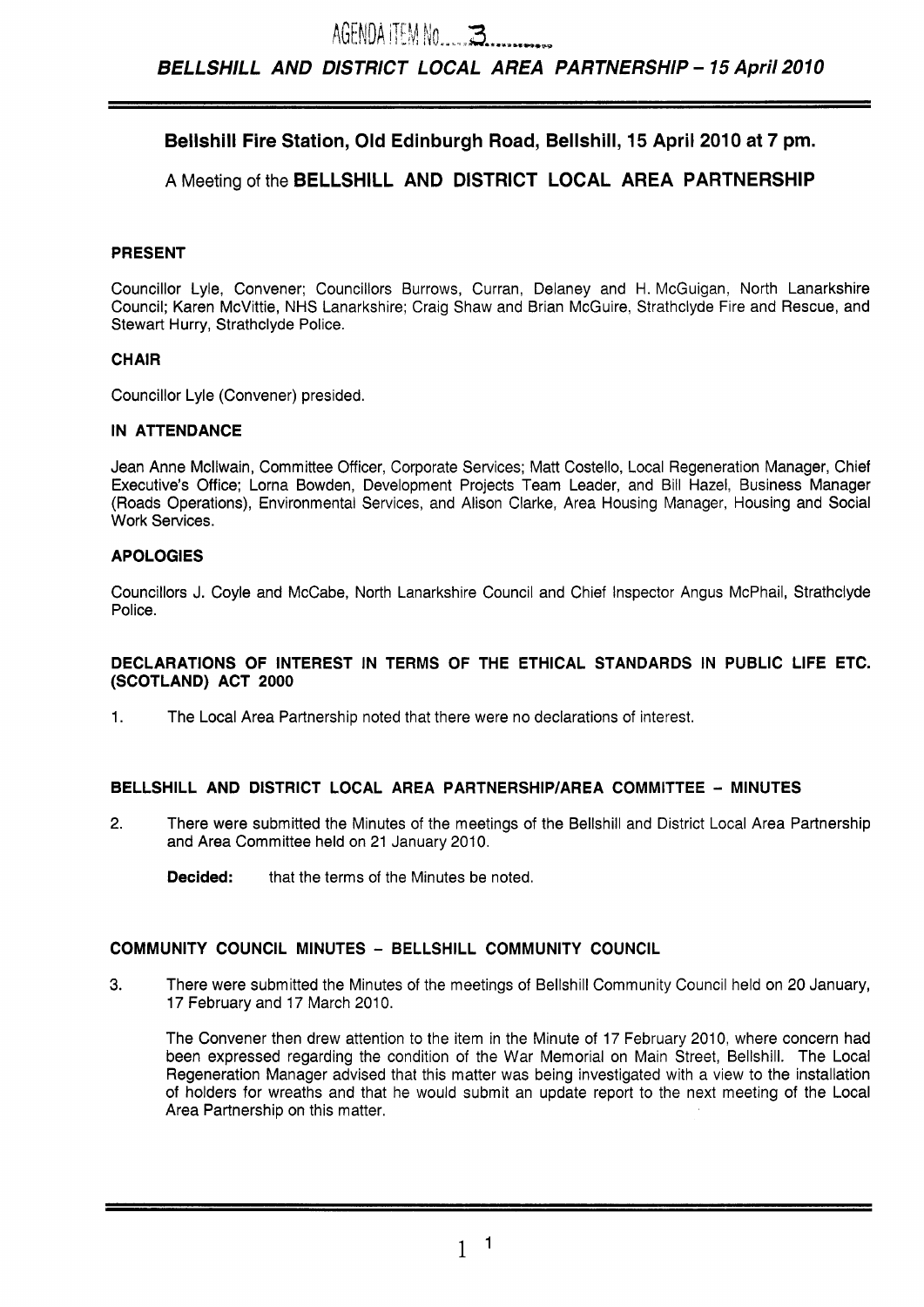AGENDA ITEM No. 3

# BELLSHILL AND DISTRICT LOCAL AREA PARTNERSHIP – 15 April 2010

## Bellshill Fire Station, Old Edinburgh Road, Bellshill, 15 April 2010 at 7 pm.

A Meeting of the **BELLSHILL AND DISTRICT LOCAL AREA PARTNERSHIP**

### PRESENT

Councillor Lyle, Convener; Councillors Burrows, Curran, Delaney and H. McGuigan, North Lanarkshire Council; Karen McVittie, NHS Lanarkshire; Craig Shaw and Brian McGuire, Strathclyde Fire and Rescue, and Stewart Hurry, Strathclyde Police.

### CHAIR

Councillor Lyle (Convener) presided.

### IN ATTENDANCE

Jean Anne McIlwain, Committee Officer, Corporate Services; Matt Costello, Local Regeneration Manager, Chief Executive's Office; Lorna Bowden, Development Projects Team Leader, and Bill Hazel, Business Manager (Roads Operations), Environmental Services, and Alison Clarke, Area Housing Manager, Housing and Social Work Services.

### APOLOGIES

Councillors J. Coyle and McCabe, North Lanarkshire Council and Chief Inspector Angus McPhail, Strathclyde Police.

### DECLARATIONS OF INTEREST IN TERMS OF THE ETHICAL STANDARDS IN PUBLIC LIFE ETC. (SCOTLAND) ACT 2000

1. The Local Area Partnership noted that there were no declarations of interest.

### BELLSHILL AND DISTRICT LOCAL AREA PARTNERSHIP/AREA COMMITTEE – MINUTES

2. There were submitted the Minutes of the meetings of the Bellshill and District Local Area Partnership and Area Committee held on 21 January 2010.

   **Decided:** that the terms of the Minutes be noted.

### COMMUNITY COUNCIL MINUTES – BELLSHILL COMMUNITY COUNCIL

3. There were submitted the Minutes of the meetings of Bellshill Community Council held on 20 January, 17 February and 17 March 2010.

   The Convener then drew attention to the item in the Minute of 17 February 2010, where concern had been expressed regarding the condition of the War Memorial on Main Street, Bellshill. The Local Regeneration Manager advised that this matter was being investigated with a view to the installation of holders for wreaths and that he would submit an update report to the next meeting of the Local Area Partnership on this matter.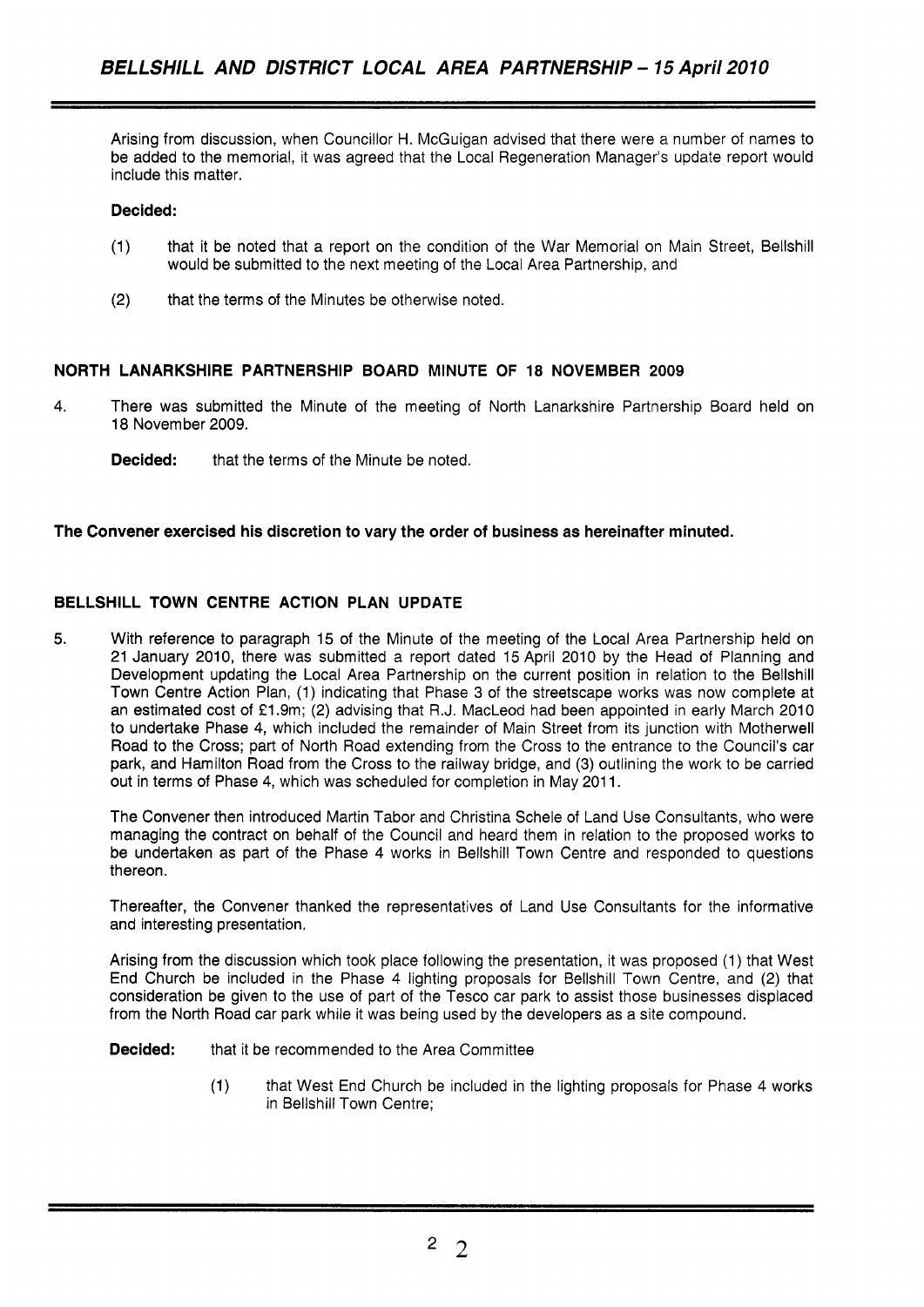Arising from discussion, when Councillor H. McGuigan advised that there were a number of names to be added to the memorial, it was agreed that the Local Regeneration Manager's update report would include this matter.

**Decided:**

(1) that it be noted that a report on the condition of the War Memorial on Main Street, Bellshill would be submitted to the next meeting of the Local Area Partnership, and

(2) that the terms of the Minutes be otherwise noted.

## NORTH LANARKSHIRE PARTNERSHIP BOARD MINUTE OF 18 NOVEMBER 2009

4. There was submitted the Minute of the meeting of North Lanarkshire Partnership Board held on 18 November 2009.

   **Decided:** that the terms of the Minute be noted.

**The Convener exercised his discretion to vary the order of business as hereinafter minuted.**

## BELLSHILL TOWN CENTRE ACTION PLAN UPDATE

5. With reference to paragraph 15 of the Minute of the meeting of the Local Area Partnership held on 21 January 2010, there was submitted a report dated 15 April 2010 by the Head of Planning and Development updating the Local Area Partnership on the current position in relation to the Bellshill Town Centre Action Plan, (1) indicating that Phase 3 of the streetscape works was now complete at an estimated cost of £1.9m; (2) advising that R.J. MacLeod had been appointed in early March 2010 to undertake Phase 4, which included the remainder of Main Street from its junction with Motherwell Road to the Cross; part of North Road extending from the Cross to the entrance to the Council's car park, and Hamilton Road from the Cross to the railway bridge, and (3) outlining the work to be carried out in terms of Phase 4, which was scheduled for completion in May 2011.

   The Convener then introduced Martin Tabor and Christina Schele of Land Use Consultants, who were managing the contract on behalf of the Council and heard them in relation to the proposed works to be undertaken as part of the Phase 4 works in Bellshill Town Centre and responded to questions thereon.

   Thereafter, the Convener thanked the representatives of Land Use Consultants for the informative and interesting presentation.

   Arising from the discussion which took place following the presentation, it was proposed (1) that West End Church be included in the Phase 4 lighting proposals for Bellshill Town Centre, and (2) that consideration be given to the use of part of the Tesco car park to assist those businesses displaced from the North Road car park while it was being used by the developers as a site compound.

   **Decided:** that it be recommended to the Area Committee

   (1) that West End Church be included in the lighting proposals for Phase 4 works in Bellshill Town Centre;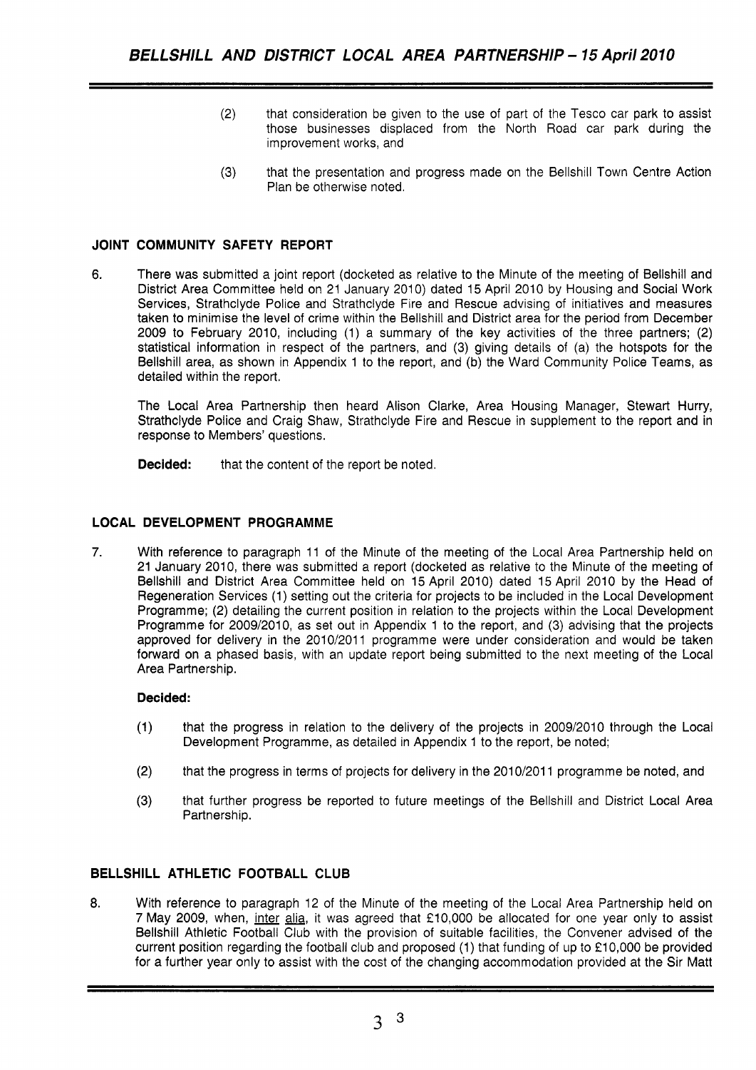(2) that consideration be given to the use of part of the Tesco car park to assist those businesses displaced from the North Road car park during the improvement works, and

(3) that the presentation and progress made on the Bellshill Town Centre Action Plan be otherwise noted.

## JOINT COMMUNITY SAFETY REPORT

6. There was submitted a joint report (docketed as relative to the Minute of the meeting of Bellshill and District Area Committee held on 21 January 2010) dated 15 April 2010 by Housing and Social Work Services, Strathclyde Police and Strathclyde Fire and Rescue advising of initiatives and measures taken to minimise the level of crime within the Bellshill and District area for the period from December 2009 to February 2010, including (1) a summary of the key activities of the three partners; (2) statistical information in respect of the partners, and (3) giving details of (a) the hotspots for the Bellshill area, as shown in Appendix 1 to the report, and (b) the Ward Community Police Teams, as detailed within the report.

   The Local Area Partnership then heard Alison Clarke, Area Housing Manager, Stewart Hurry, Strathclyde Police and Craig Shaw, Strathclyde Fire and Rescue in supplement to the report and in response to Members' questions.

   **Decided:** that the content of the report be noted.

## LOCAL DEVELOPMENT PROGRAMME

7. With reference to paragraph 11 of the Minute of the meeting of the Local Area Partnership held on 21 January 2010, there was submitted a report (docketed as relative to the Minute of the meeting of Bellshill and District Area Committee held on 15 April 2010) dated 15 April 2010 by the Head of Regeneration Services (1) setting out the criteria for projects to be included in the Local Development Programme; (2) detailing the current position in relation to the projects within the Local Development Programme for 2009/2010, as set out in Appendix 1 to the report, and (3) advising that the projects approved for delivery in the 2010/2011 programme were under consideration and would be taken forward on a phased basis, with an update report being submitted to the next meeting of the Local Area Partnership.

   **Decided:**

   (1) that the progress in relation to the delivery of the projects in 2009/2010 through the Local Development Programme, as detailed in Appendix 1 to the report, be noted;

   (2) that the progress in terms of projects for delivery in the 2010/2011 programme be noted, and

   (3) that further progress be reported to future meetings of the Bellshill and District Local Area Partnership.

## BELLSHILL ATHLETIC FOOTBALL CLUB

8. With reference to paragraph 12 of the Minute of the meeting of the Local Area Partnership held on 7 May 2009, when, inter alia, it was agreed that £10,000 be allocated for one year only to assist Bellshill Athletic Football Club with the provision of suitable facilities, the Convener advised of the current position regarding the football club and proposed (1) that funding of up to £10,000 be provided for a further year only to assist with the cost of the changing accommodation provided at the Sir Matt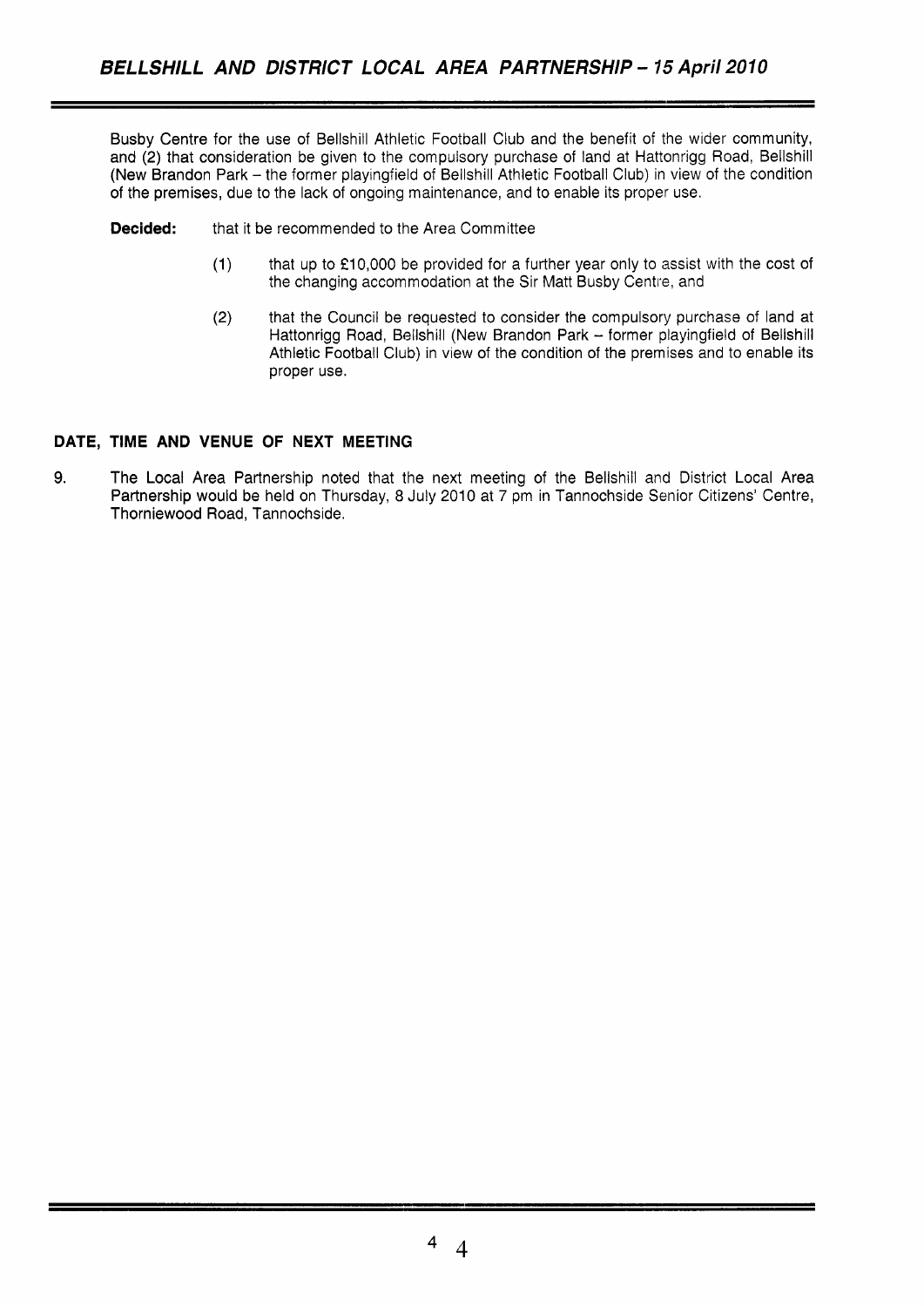Busby Centre for the use of Bellshill Athletic Football Club and the benefit of the wider community, and (2) that consideration be given to the compulsory purchase of land at Hattonrigg Road, Bellshill (New Brandon Park – the former playingfield of Bellshill Athletic Football Club) in view of the condition of the premises, due to the lack of ongoing maintenance, and to enable its proper use.

**Decided:** that it be recommended to the Area Committee

(1) that up to £10,000 be provided for a further year only to assist with the cost of the changing accommodation at the Sir Matt Busby Centre, and

(2) that the Council be requested to consider the compulsory purchase of land at Hattonrigg Road, Bellshill (New Brandon Park – former playingfield of Bellshill Athletic Football Club) in view of the condition of the premises and to enable its proper use.

## DATE, TIME AND VENUE OF NEXT MEETING

9. The Local Area Partnership noted that the next meeting of the Bellshill and District Local Area Partnership would be held on Thursday, 8 July 2010 at 7 pm in Tannochside Senior Citizens' Centre, Thorniewood Road, Tannochside.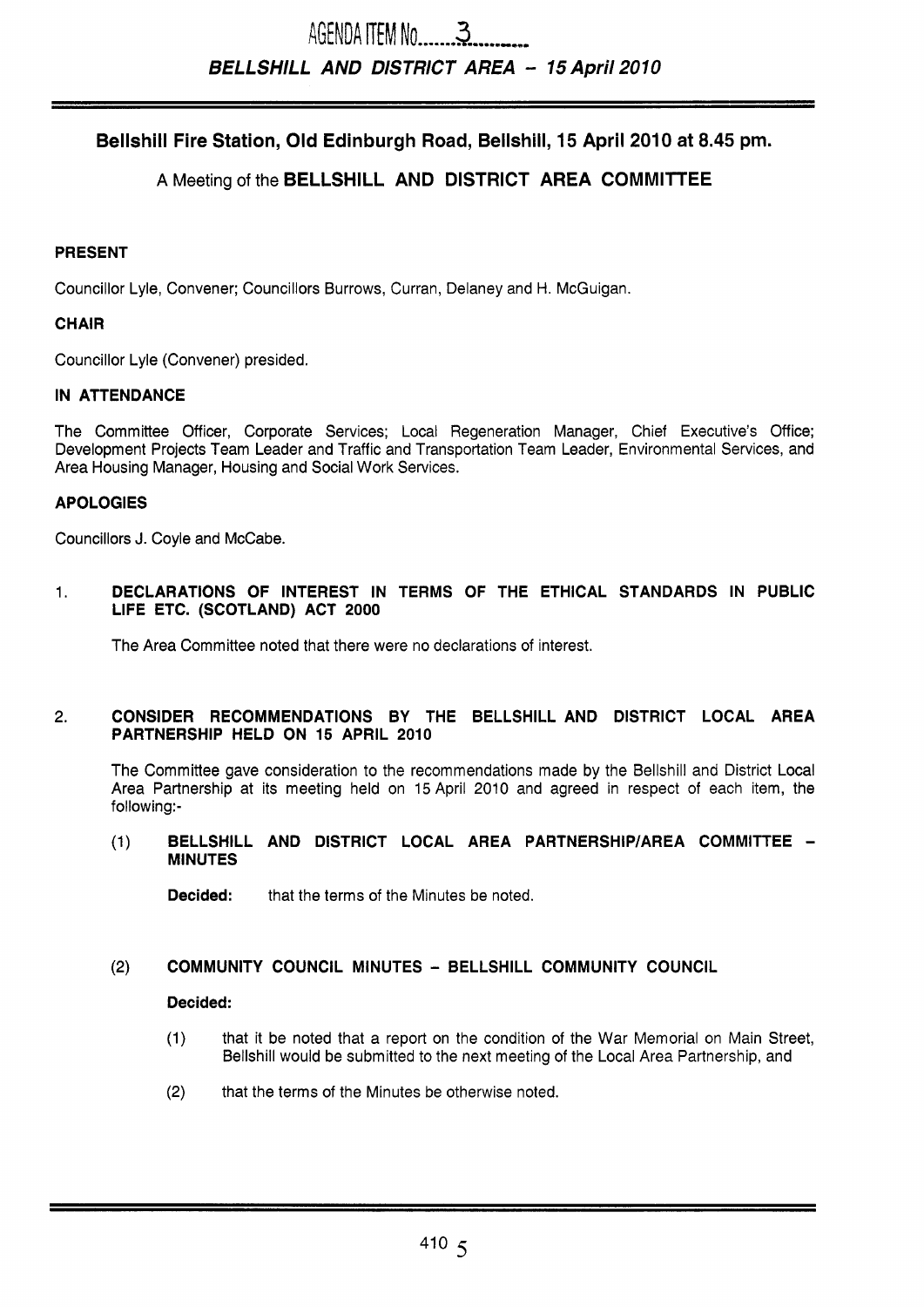AGENDA ITEM No. 3

**BELLSHILL AND DISTRICT AREA – 15 April 2010**

## Bellshill Fire Station, Old Edinburgh Road, Bellshill, 15 April 2010 at 8.45 pm.

### A Meeting of the BELLSHILL AND DISTRICT AREA COMMITTEE

**PRESENT**

Councillor Lyle, Convener; Councillors Burrows, Curran, Delaney and H. McGuigan.

**CHAIR**

Councillor Lyle (Convener) presided.

**IN ATTENDANCE**

The Committee Officer, Corporate Services; Local Regeneration Manager, Chief Executive's Office; Development Projects Team Leader and Traffic and Transportation Team Leader, Environmental Services, and Area Housing Manager, Housing and Social Work Services.

**APOLOGIES**

Councillors J. Coyle and McCabe.

1. **DECLARATIONS OF INTEREST IN TERMS OF THE ETHICAL STANDARDS IN PUBLIC LIFE ETC. (SCOTLAND) ACT 2000**

   The Area Committee noted that there were no declarations of interest.

2. **CONSIDER RECOMMENDATIONS BY THE BELLSHILL AND DISTRICT LOCAL AREA PARTNERSHIP HELD ON 15 APRIL 2010**

   The Committee gave consideration to the recommendations made by the Bellshill and District Local Area Partnership at its meeting held on 15 April 2010 and agreed in respect of each item, the following:-

   (1) **BELLSHILL AND DISTRICT LOCAL AREA PARTNERSHIP/AREA COMMITTEE – MINUTES**

   **Decided:** that the terms of the Minutes be noted.

   (2) **COMMUNITY COUNCIL MINUTES – BELLSHILL COMMUNITY COUNCIL**

   **Decided:**

   (1) that it be noted that a report on the condition of the War Memorial on Main Street, Bellshill would be submitted to the next meeting of the Local Area Partnership, and

   (2) that the terms of the Minutes be otherwise noted.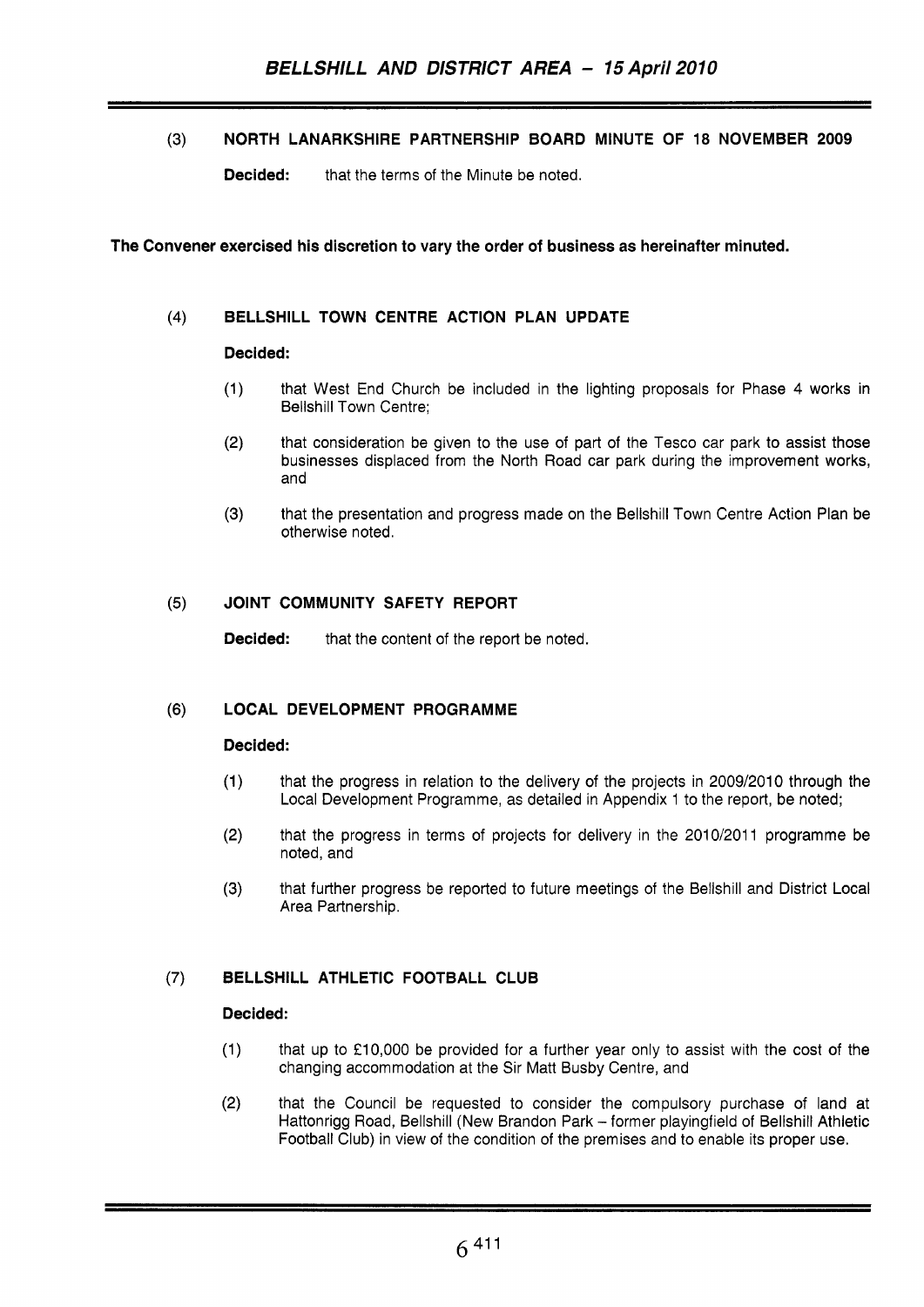(3) **NORTH LANARKSHIRE PARTNERSHIP BOARD MINUTE OF 18 NOVEMBER 2009**

**Decided:** that the terms of the Minute be noted.

**The Convener exercised his discretion to vary the order of business as hereinafter minuted.**

(4) **BELLSHILL TOWN CENTRE ACTION PLAN UPDATE**

**Decided:**

(1) that West End Church be included in the lighting proposals for Phase 4 works in Bellshill Town Centre;

(2) that consideration be given to the use of part of the Tesco car park to assist those businesses displaced from the North Road car park during the improvement works, and

(3) that the presentation and progress made on the Bellshill Town Centre Action Plan be otherwise noted.

(5) **JOINT COMMUNITY SAFETY REPORT**

**Decided:** that the content of the report be noted.

(6) **LOCAL DEVELOPMENT PROGRAMME**

**Decided:**

(1) that the progress in relation to the delivery of the projects in 2009/2010 through the Local Development Programme, as detailed in Appendix 1 to the report, be noted;

(2) that the progress in terms of projects for delivery in the 2010/2011 programme be noted, and

(3) that further progress be reported to future meetings of the Bellshill and District Local Area Partnership.

(7) **BELLSHILL ATHLETIC FOOTBALL CLUB**

**Decided:**

(1) that up to £10,000 be provided for a further year only to assist with the cost of the changing accommodation at the Sir Matt Busby Centre, and

(2) that the Council be requested to consider the compulsory purchase of land at Hattonrigg Road, Bellshill (New Brandon Park – former playingfield of Bellshill Athletic Football Club) in view of the condition of the premises and to enable its proper use.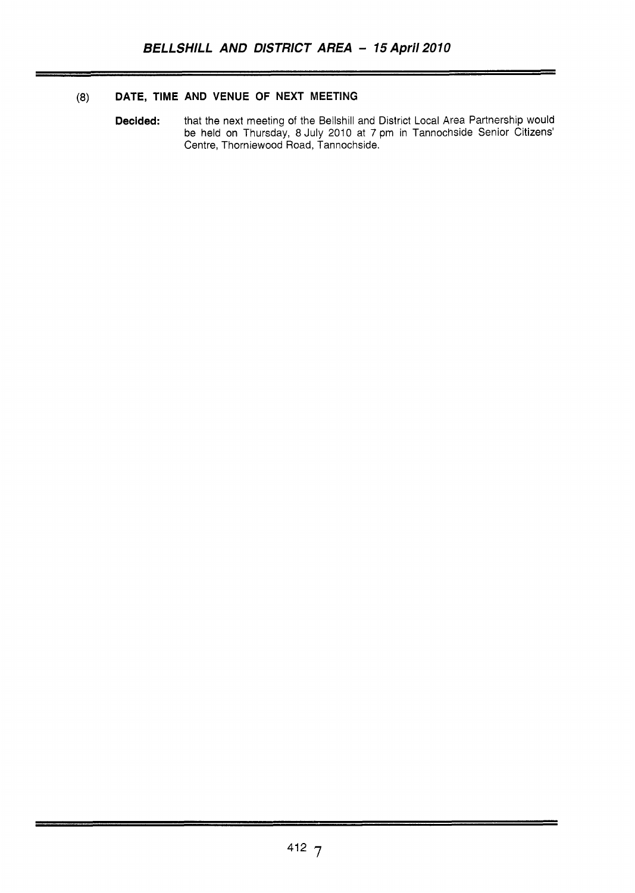## (8) DATE, TIME AND VENUE OF NEXT MEETING

**Decided:** that the next meeting of the Bellshill and District Local Area Partnership would be held on Thursday, 8 July 2010 at 7 pm in Tannochside Senior Citizens' Centre, Thorniewood Road, Tannochside.